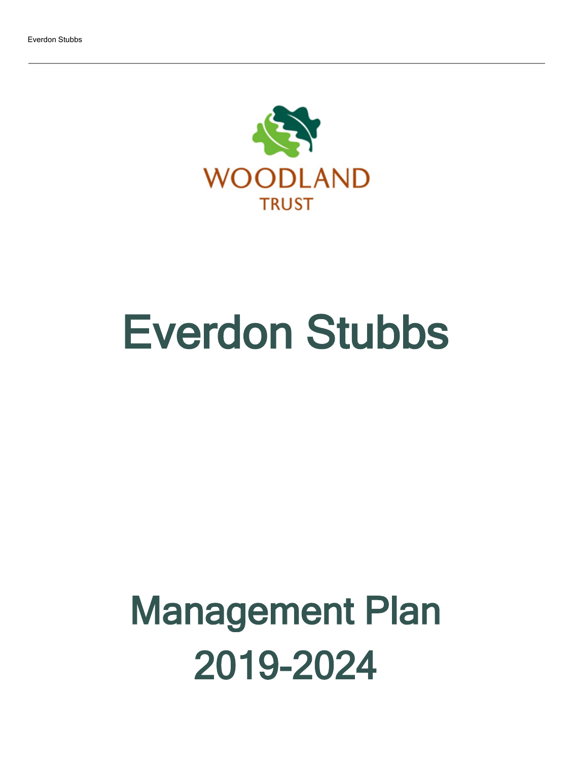WOODLAND TRUST

# Everdon Stubbs

# Management Plan 2019-2024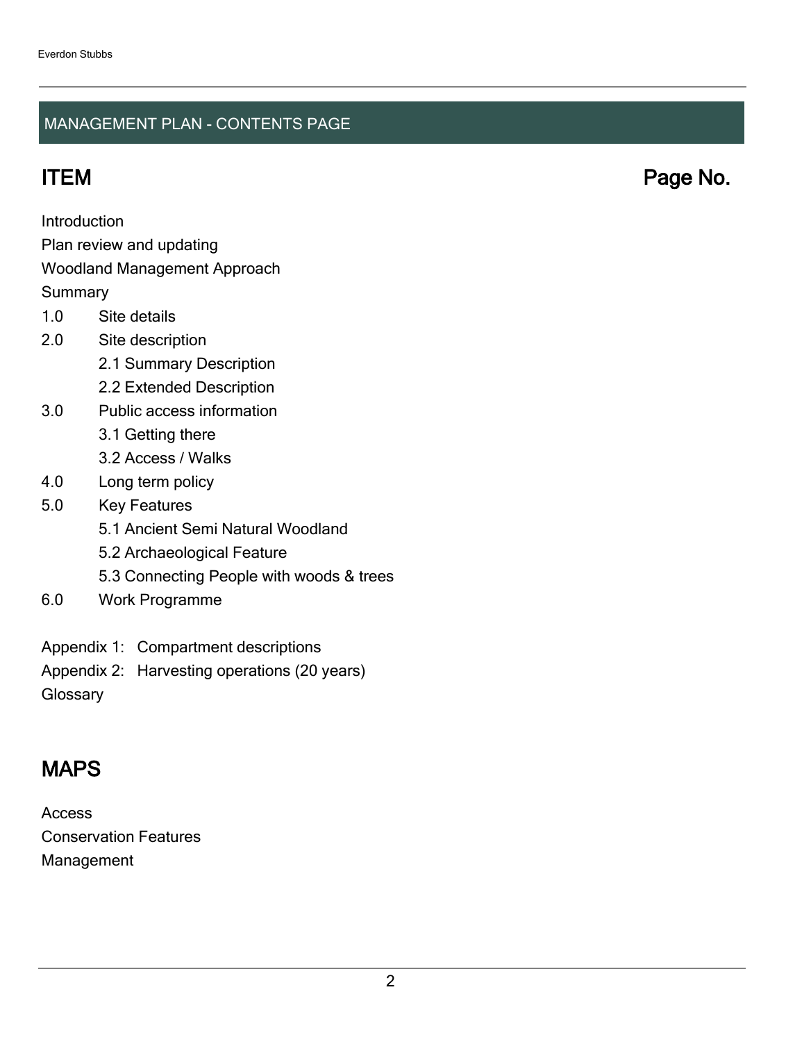## MANAGEMENT PLAN - CONTENTS PAGE

| ITEM | Page No. |
| --- | --- |
| Introduction | |
| Plan review and updating | |
| Woodland Management Approach | |
| Summary | |
| 1.0 Site details | |
| 2.0 Site description | |
| 2.1 Summary Description | |
| 2.2 Extended Description | |
| 3.0 Public access information | |
| 3.1 Getting there | |
| 3.2 Access / Walks | |
| 4.0 Long term policy | |
| 5.0 Key Features | |
| 5.1 Ancient Semi Natural Woodland | |
| 5.2 Archaeological Feature | |
| 5.3 Connecting People with woods & trees | |
| 6.0 Work Programme | |
| Appendix 1: Compartment descriptions | |
| Appendix 2: Harvesting operations (20 years) | |
| Glossary | |

## MAPS

Access

Conservation Features

Management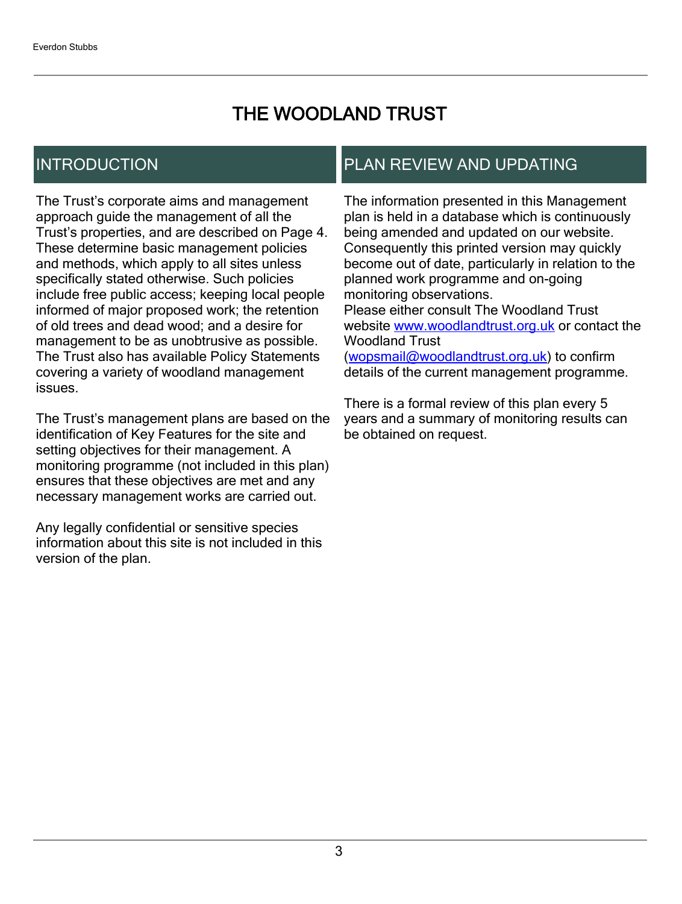# THE WOODLAND TRUST

## INTRODUCTION

The Trust's corporate aims and management approach guide the management of all the Trust's properties, and are described on Page 4. These determine basic management policies and methods, which apply to all sites unless specifically stated otherwise. Such policies include free public access; keeping local people informed of major proposed work; the retention of old trees and dead wood; and a desire for management to be as unobtrusive as possible. The Trust also has available Policy Statements covering a variety of woodland management issues.

The Trust's management plans are based on the identification of Key Features for the site and setting objectives for their management. A monitoring programme (not included in this plan) ensures that these objectives are met and any necessary management works are carried out.

Any legally confidential or sensitive species information about this site is not included in this version of the plan.

## PLAN REVIEW AND UPDATING

The information presented in this Management plan is held in a database which is continuously being amended and updated on our website. Consequently this printed version may quickly become out of date, particularly in relation to the planned work programme and on-going monitoring observations.
Please either consult The Woodland Trust website [www.woodlandtrust.org.uk](http://www.woodlandtrust.org.uk) or contact the Woodland Trust ([wopsmail@woodlandtrust.org.uk](mailto:wopsmail@woodlandtrust.org.uk)) to confirm details of the current management programme.

There is a formal review of this plan every 5 years and a summary of monitoring results can be obtained on request.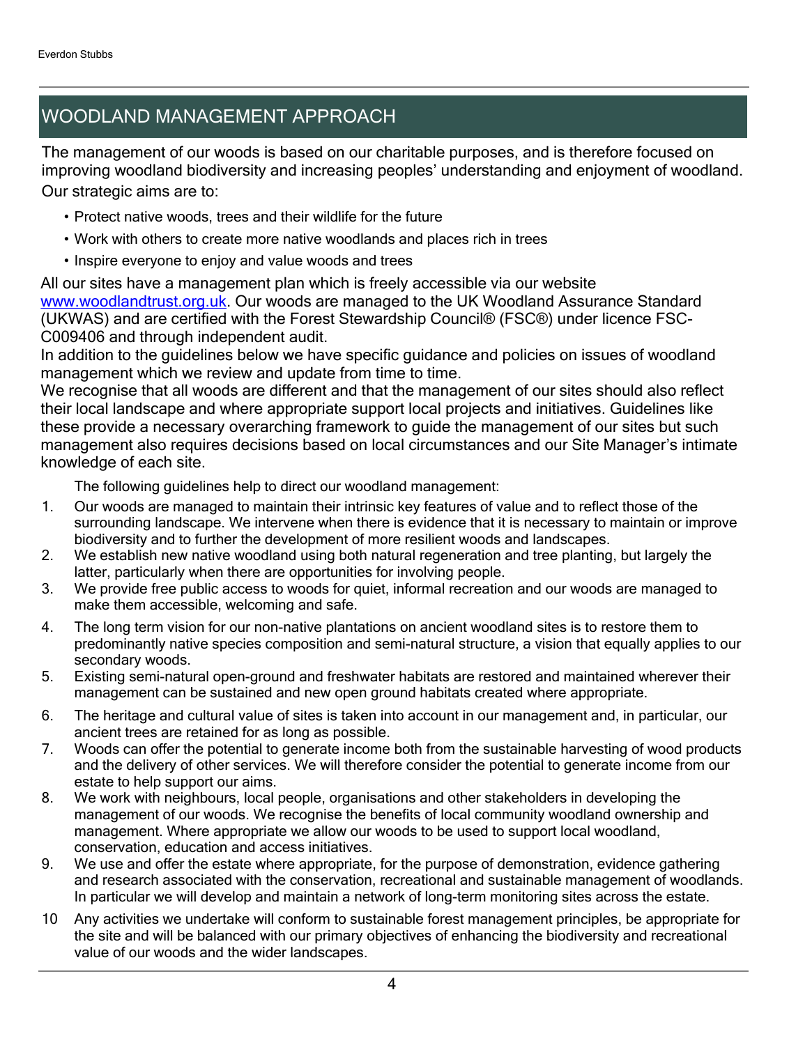## WOODLAND MANAGEMENT APPROACH

The management of our woods is based on our charitable purposes, and is therefore focused on improving woodland biodiversity and increasing peoples' understanding and enjoyment of woodland. Our strategic aims are to:

- Protect native woods, trees and their wildlife for the future
- Work with others to create more native woodlands and places rich in trees
- Inspire everyone to enjoy and value woods and trees

All our sites have a management plan which is freely accessible via our website www.woodlandtrust.org.uk. Our woods are managed to the UK Woodland Assurance Standard (UKWAS) and are certified with the Forest Stewardship Council® (FSC®) under licence FSC-C009406 and through independent audit.

In addition to the guidelines below we have specific guidance and policies on issues of woodland management which we review and update from time to time.

We recognise that all woods are different and that the management of our sites should also reflect their local landscape and where appropriate support local projects and initiatives. Guidelines like these provide a necessary overarching framework to guide the management of our sites but such management also requires decisions based on local circumstances and our Site Manager's intimate knowledge of each site.

The following guidelines help to direct our woodland management:

1. Our woods are managed to maintain their intrinsic key features of value and to reflect those of the surrounding landscape. We intervene when there is evidence that it is necessary to maintain or improve biodiversity and to further the development of more resilient woods and landscapes.
2. We establish new native woodland using both natural regeneration and tree planting, but largely the latter, particularly when there are opportunities for involving people.
3. We provide free public access to woods for quiet, informal recreation and our woods are managed to make them accessible, welcoming and safe.
4. The long term vision for our non-native plantations on ancient woodland sites is to restore them to predominantly native species composition and semi-natural structure, a vision that equally applies to our secondary woods.
5. Existing semi-natural open-ground and freshwater habitats are restored and maintained wherever their management can be sustained and new open ground habitats created where appropriate.
6. The heritage and cultural value of sites is taken into account in our management and, in particular, our ancient trees are retained for as long as possible.
7. Woods can offer the potential to generate income both from the sustainable harvesting of wood products and the delivery of other services. We will therefore consider the potential to generate income from our estate to help support our aims.
8. We work with neighbours, local people, organisations and other stakeholders in developing the management of our woods. We recognise the benefits of local community woodland ownership and management. Where appropriate we allow our woods to be used to support local woodland, conservation, education and access initiatives.
9. We use and offer the estate where appropriate, for the purpose of demonstration, evidence gathering and research associated with the conservation, recreational and sustainable management of woodlands. In particular we will develop and maintain a network of long-term monitoring sites across the estate.
10. Any activities we undertake will conform to sustainable forest management principles, be appropriate for the site and will be balanced with our primary objectives of enhancing the biodiversity and recreational value of our woods and the wider landscapes.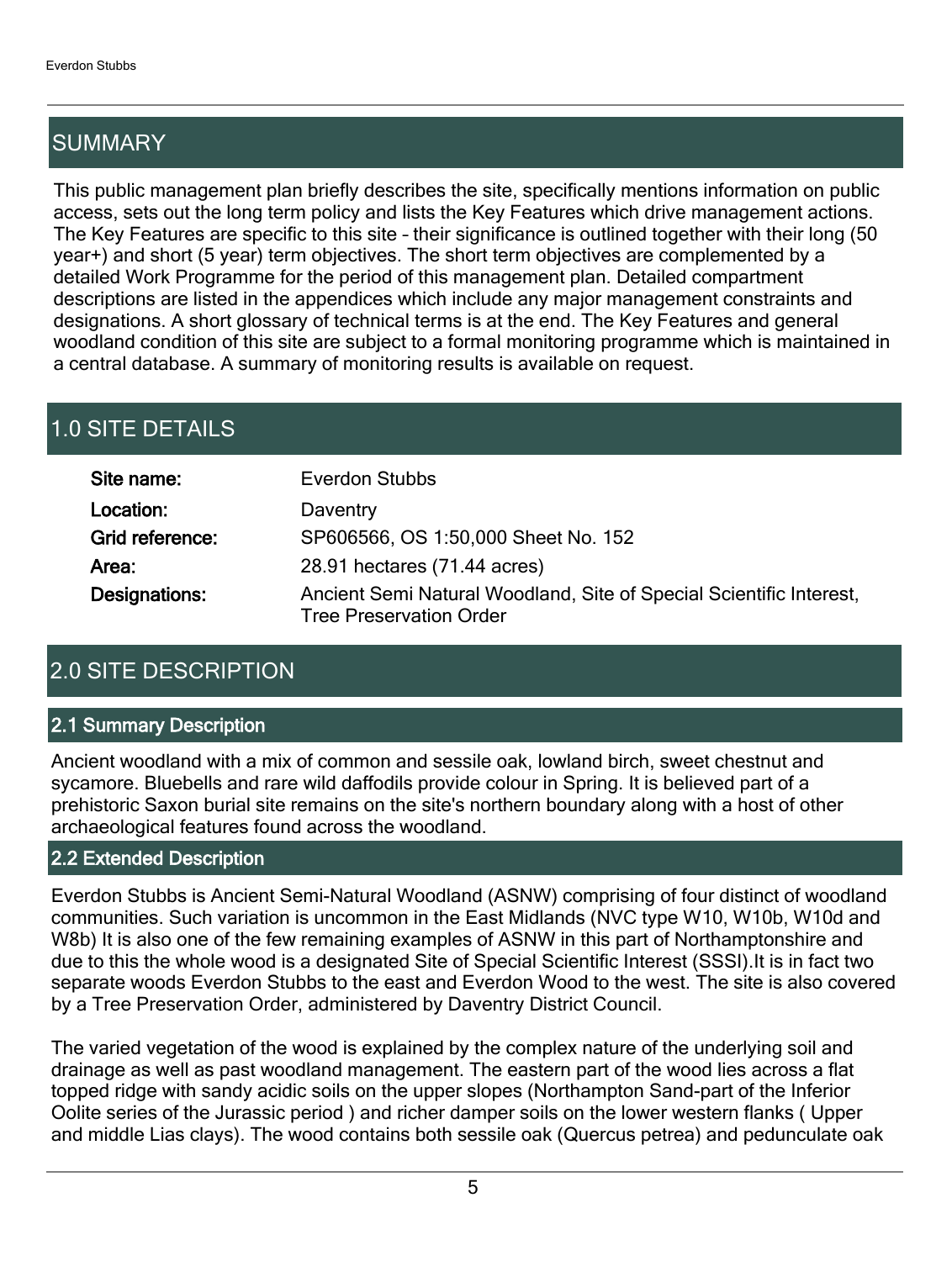## SUMMARY

This public management plan briefly describes the site, specifically mentions information on public access, sets out the long term policy and lists the Key Features which drive management actions. The Key Features are specific to this site – their significance is outlined together with their long (50 year+) and short (5 year) term objectives. The short term objectives are complemented by a detailed Work Programme for the period of this management plan. Detailed compartment descriptions are listed in the appendices which include any major management constraints and designations. A short glossary of technical terms is at the end. The Key Features and general woodland condition of this site are subject to a formal monitoring programme which is maintained in a central database. A summary of monitoring results is available on request.

## 1.0 SITE DETAILS

| | |
|---|---|
| **Site name:** | Everdon Stubbs |
| **Location:** | Daventry |
| **Grid reference:** | SP606566, OS 1:50,000 Sheet No. 152 |
| **Area:** | 28.91 hectares (71.44 acres) |
| **Designations:** | Ancient Semi Natural Woodland, Site of Special Scientific Interest, Tree Preservation Order |

## 2.0 SITE DESCRIPTION

### 2.1 Summary Description

Ancient woodland with a mix of common and sessile oak, lowland birch, sweet chestnut and sycamore. Bluebells and rare wild daffodils provide colour in Spring. It is believed part of a prehistoric Saxon burial site remains on the site's northern boundary along with a host of other archaeological features found across the woodland.

### 2.2 Extended Description

Everdon Stubbs is Ancient Semi-Natural Woodland (ASNW) comprising of four distinct of woodland communities. Such variation is uncommon in the East Midlands (NVC type W10, W10b, W10d and W8b) It is also one of the few remaining examples of ASNW in this part of Northamptonshire and due to this the whole wood is a designated Site of Special Scientific Interest (SSSI).It is in fact two separate woods Everdon Stubbs to the east and Everdon Wood to the west. The site is also covered by a Tree Preservation Order, administered by Daventry District Council.

The varied vegetation of the wood is explained by the complex nature of the underlying soil and drainage as well as past woodland management. The eastern part of the wood lies across a flat topped ridge with sandy acidic soils on the upper slopes (Northampton Sand-part of the Inferior Oolite series of the Jurassic period ) and richer damper soils on the lower western flanks ( Upper and middle Lias clays). The wood contains both sessile oak (Quercus petrea) and pedunculate oak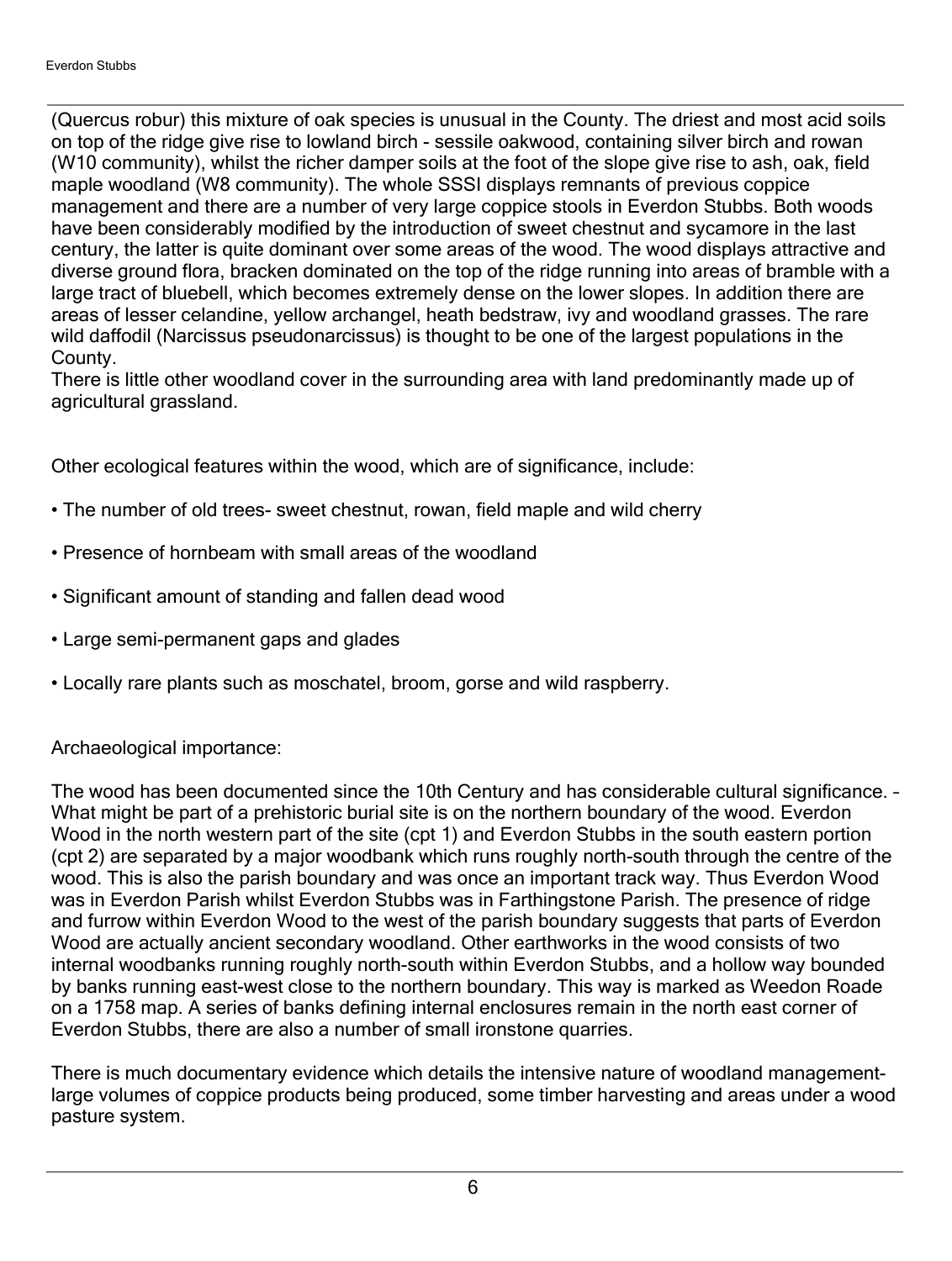(Quercus robur) this mixture of oak species is unusual in the County. The driest and most acid soils on top of the ridge give rise to lowland birch - sessile oakwood, containing silver birch and rowan (W10 community), whilst the richer damper soils at the foot of the slope give rise to ash, oak, field maple woodland (W8 community). The whole SSSI displays remnants of previous coppice management and there are a number of very large coppice stools in Everdon Stubbs. Both woods have been considerably modified by the introduction of sweet chestnut and sycamore in the last century, the latter is quite dominant over some areas of the wood. The wood displays attractive and diverse ground flora, bracken dominated on the top of the ridge running into areas of bramble with a large tract of bluebell, which becomes extremely dense on the lower slopes. In addition there are areas of lesser celandine, yellow archangel, heath bedstraw, ivy and woodland grasses. The rare wild daffodil (Narcissus pseudonarcissus) is thought to be one of the largest populations in the County.
There is little other woodland cover in the surrounding area with land predominantly made up of agricultural grassland.

Other ecological features within the wood, which are of significance, include:

- The number of old trees- sweet chestnut, rowan, field maple and wild cherry
- Presence of hornbeam with small areas of the woodland
- Significant amount of standing and fallen dead wood
- Large semi-permanent gaps and glades
- Locally rare plants such as moschatel, broom, gorse and wild raspberry.

Archaeological importance:

The wood has been documented since the 10th Century and has considerable cultural significance. – What might be part of a prehistoric burial site is on the northern boundary of the wood. Everdon Wood in the north western part of the site (cpt 1) and Everdon Stubbs in the south eastern portion (cpt 2) are separated by a major woodbank which runs roughly north-south through the centre of the wood. This is also the parish boundary and was once an important track way. Thus Everdon Wood was in Everdon Parish whilst Everdon Stubbs was in Farthingstone Parish. The presence of ridge and furrow within Everdon Wood to the west of the parish boundary suggests that parts of Everdon Wood are actually ancient secondary woodland. Other earthworks in the wood consists of two internal woodbanks running roughly north-south within Everdon Stubbs, and a hollow way bounded by banks running east-west close to the northern boundary. This way is marked as Weedon Roade on a 1758 map. A series of banks defining internal enclosures remain in the north east corner of Everdon Stubbs, there are also a number of small ironstone quarries.

There is much documentary evidence which details the intensive nature of woodland management- large volumes of coppice products being produced, some timber harvesting and areas under a wood pasture system.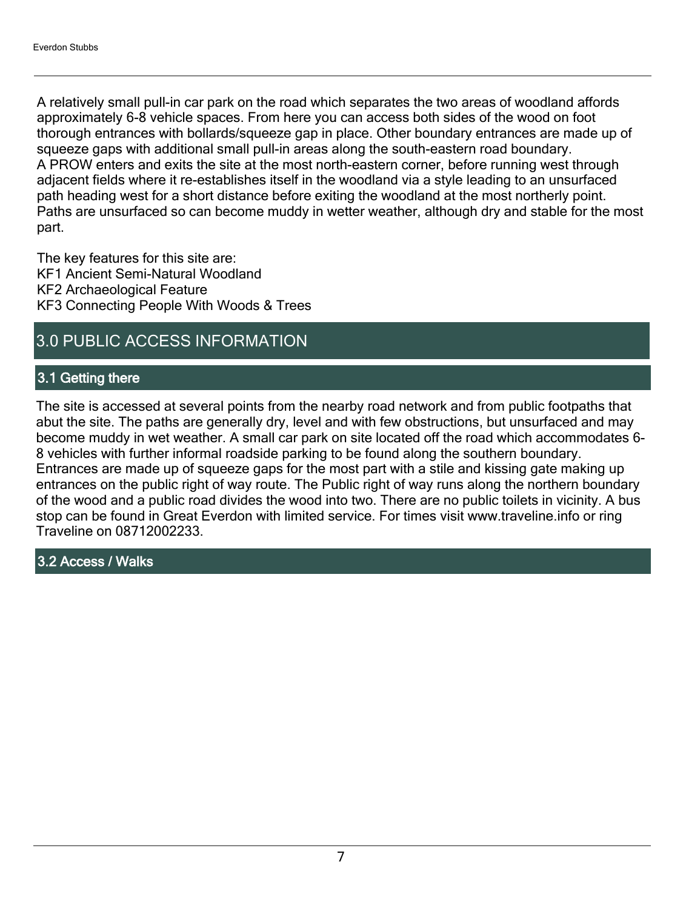A relatively small pull-in car park on the road which separates the two areas of woodland affords approximately 6-8 vehicle spaces. From here you can access both sides of the wood on foot thorough entrances with bollards/squeeze gap in place. Other boundary entrances are made up of squeeze gaps with additional small pull-in areas along the south-eastern road boundary.
A PROW enters and exits the site at the most north-eastern corner, before running west through adjacent fields where it re-establishes itself in the woodland via a style leading to an unsurfaced path heading west for a short distance before exiting the woodland at the most northerly point. Paths are unsurfaced so can become muddy in wetter weather, although dry and stable for the most part.

The key features for this site are:
KF1 Ancient Semi-Natural Woodland
KF2 Archaeological Feature
KF3 Connecting People With Woods & Trees

# 3.0 PUBLIC ACCESS INFORMATION

## 3.1 Getting there

The site is accessed at several points from the nearby road network and from public footpaths that abut the site. The paths are generally dry, level and with few obstructions, but unsurfaced and may become muddy in wet weather. A small car park on site located off the road which accommodates 6-8 vehicles with further informal roadside parking to be found along the southern boundary. Entrances are made up of squeeze gaps for the most part with a stile and kissing gate making up entrances on the public right of way route. The Public right of way runs along the northern boundary of the wood and a public road divides the wood into two. There are no public toilets in vicinity. A bus stop can be found in Great Everdon with limited service. For times visit www.traveline.info or ring Traveline on 08712002233.

## 3.2 Access / Walks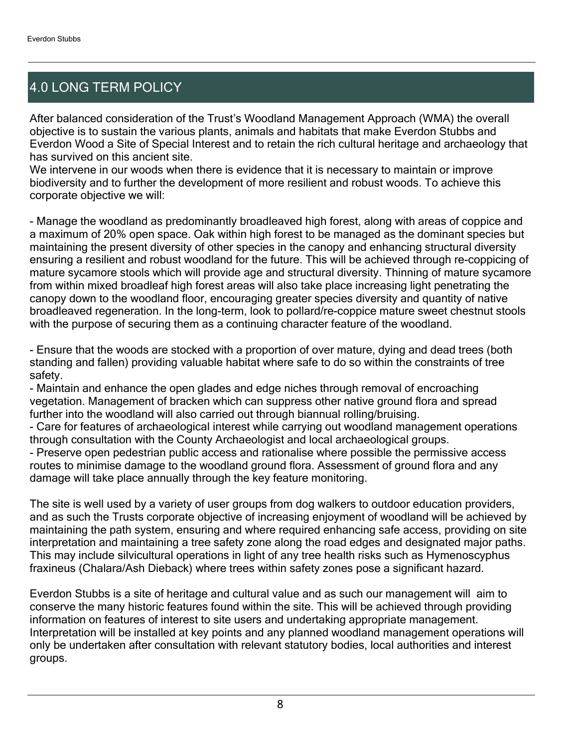## 4.0 LONG TERM POLICY

After balanced consideration of the Trust's Woodland Management Approach (WMA) the overall objective is to sustain the various plants, animals and habitats that make Everdon Stubbs and Everdon Wood a Site of Special Interest and to retain the rich cultural heritage and archaeology that has survived on this ancient site.
We intervene in our woods when there is evidence that it is necessary to maintain or improve biodiversity and to further the development of more resilient and robust woods. To achieve this corporate objective we will:

- Manage the woodland as predominantly broadleaved high forest, along with areas of coppice and a maximum of 20% open space. Oak within high forest to be managed as the dominant species but maintaining the present diversity of other species in the canopy and enhancing structural diversity ensuring a resilient and robust woodland for the future. This will be achieved through re-coppicing of mature sycamore stools which will provide age and structural diversity. Thinning of mature sycamore from within mixed broadleaf high forest areas will also take place increasing light penetrating the canopy down to the woodland floor, encouraging greater species diversity and quantity of native broadleaved regeneration. In the long-term, look to pollard/re-coppice mature sweet chestnut stools with the purpose of securing them as a continuing character feature of the woodland.

- Ensure that the woods are stocked with a proportion of over mature, dying and dead trees (both standing and fallen) providing valuable habitat where safe to do so within the constraints of tree safety.
- Maintain and enhance the open glades and edge niches through removal of encroaching vegetation. Management of bracken which can suppress other native ground flora and spread further into the woodland will also carried out through biannual rolling/bruising.
- Care for features of archaeological interest while carrying out woodland management operations through consultation with the County Archaeologist and local archaeological groups.
- Preserve open pedestrian public access and rationalise where possible the permissive access routes to minimise damage to the woodland ground flora. Assessment of ground flora and any damage will take place annually through the key feature monitoring.

The site is well used by a variety of user groups from dog walkers to outdoor education providers, and as such the Trusts corporate objective of increasing enjoyment of woodland will be achieved by maintaining the path system, ensuring and where required enhancing safe access, providing on site interpretation and maintaining a tree safety zone along the road edges and designated major paths. This may include silvicultural operations in light of any tree health risks such as Hymenoscyphus fraxineus (Chalara/Ash Dieback) where trees within safety zones pose a significant hazard.

Everdon Stubbs is a site of heritage and cultural value and as such our management will aim to conserve the many historic features found within the site. This will be achieved through providing information on features of interest to site users and undertaking appropriate management. Interpretation will be installed at key points and any planned woodland management operations will only be undertaken after consultation with relevant statutory bodies, local authorities and interest groups.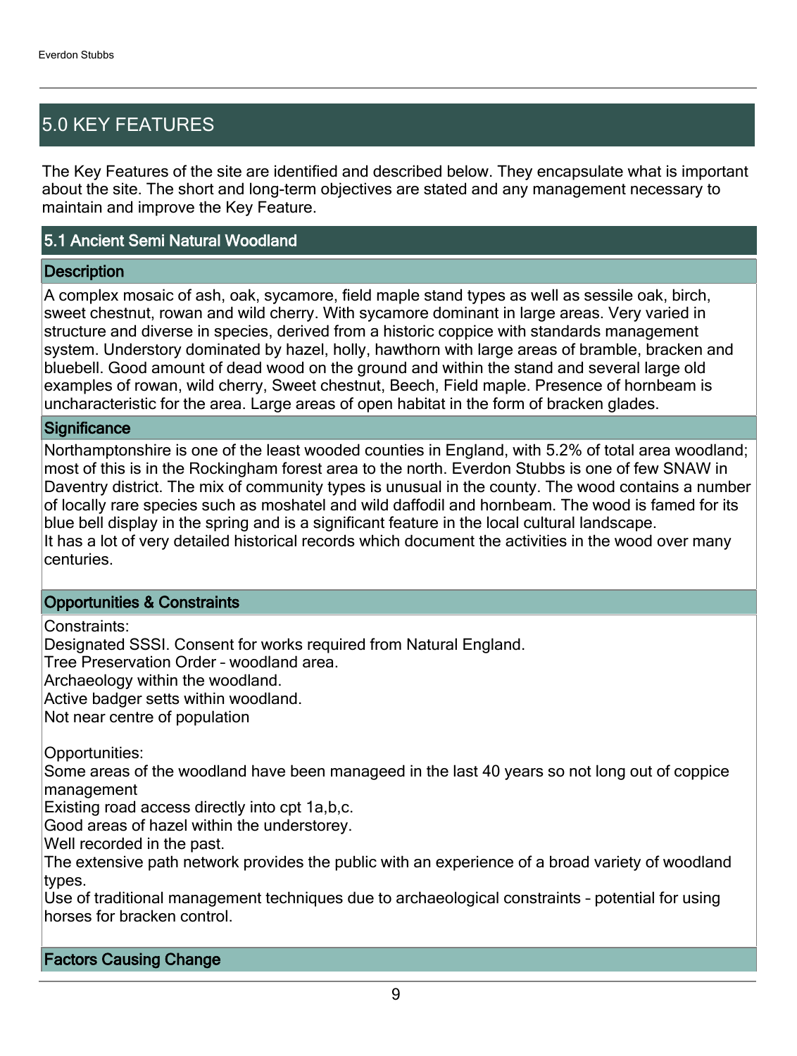## 5.0 KEY FEATURES

The Key Features of the site are identified and described below. They encapsulate what is important about the site. The short and long-term objectives are stated and any management necessary to maintain and improve the Key Feature.

### 5.1 Ancient Semi Natural Woodland

#### Description

A complex mosaic of ash, oak, sycamore, field maple stand types as well as sessile oak, birch, sweet chestnut, rowan and wild cherry. With sycamore dominant in large areas. Very varied in structure and diverse in species, derived from a historic coppice with standards management system. Understory dominated by hazel, holly, hawthorn with large areas of bramble, bracken and bluebell. Good amount of dead wood on the ground and within the stand and several large old examples of rowan, wild cherry, Sweet chestnut, Beech, Field maple. Presence of hornbeam is uncharacteristic for the area. Large areas of open habitat in the form of bracken glades.

#### Significance

Northamptonshire is one of the least wooded counties in England, with 5.2% of total area woodland; most of this is in the Rockingham forest area to the north. Everdon Stubbs is one of few SNAW in Daventry district. The mix of community types is unusual in the county. The wood contains a number of locally rare species such as moshatel and wild daffodil and hornbeam. The wood is famed for its blue bell display in the spring and is a significant feature in the local cultural landscape.
It has a lot of very detailed historical records which document the activities in the wood over many centuries.

#### Opportunities & Constraints

Constraints:
Designated SSSI. Consent for works required from Natural England.
Tree Preservation Order – woodland area.
Archaeology within the woodland.
Active badger setts within woodland.
Not near centre of population

Opportunities:
Some areas of the woodland have been manageed in the last 40 years so not long out of coppice management
Existing road access directly into cpt 1a,b,c.
Good areas of hazel within the understorey.
Well recorded in the past.
The extensive path network provides the public with an experience of a broad variety of woodland types.
Use of traditional management techniques due to archaeological constraints – potential for using horses for bracken control.

#### Factors Causing Change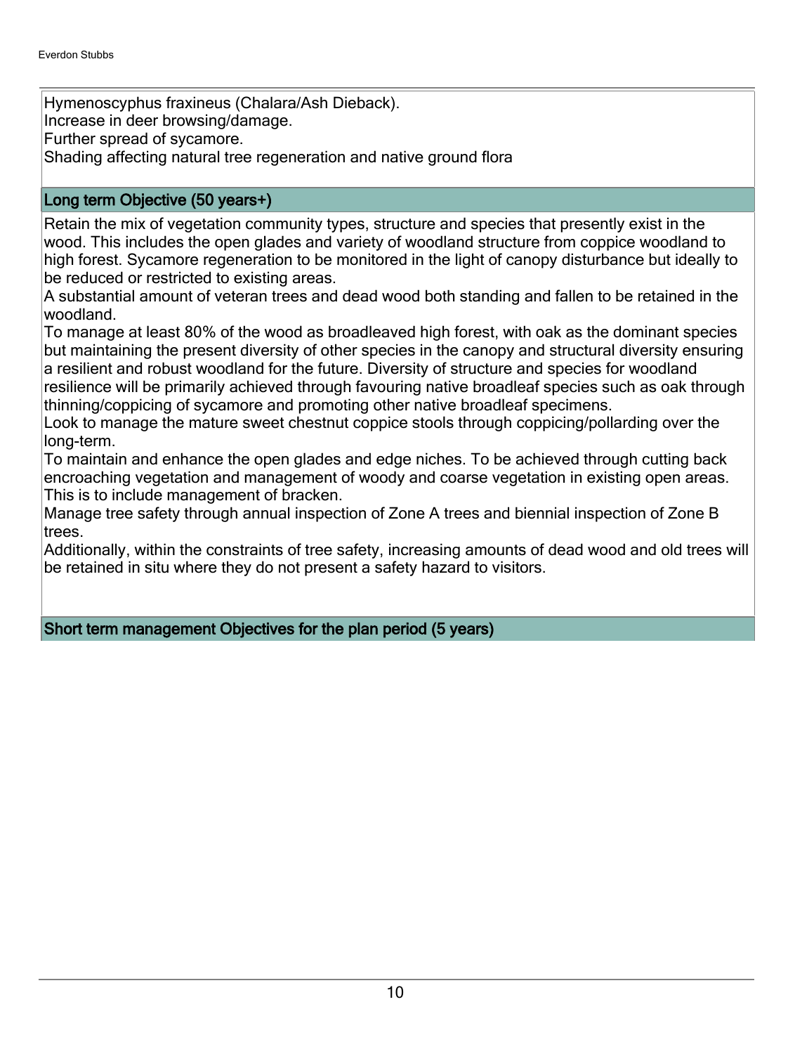Hymenoscyphus fraxineus (Chalara/Ash Dieback).
Increase in deer browsing/damage.
Further spread of sycamore.
Shading affecting natural tree regeneration and native ground flora

### Long term Objective (50 years+)

Retain the mix of vegetation community types, structure and species that presently exist in the wood. This includes the open glades and variety of woodland structure from coppice woodland to high forest. Sycamore regeneration to be monitored in the light of canopy disturbance but ideally to be reduced or restricted to existing areas.
A substantial amount of veteran trees and dead wood both standing and fallen to be retained in the woodland.
To manage at least 80% of the wood as broadleaved high forest, with oak as the dominant species but maintaining the present diversity of other species in the canopy and structural diversity ensuring a resilient and robust woodland for the future. Diversity of structure and species for woodland resilience will be primarily achieved through favouring native broadleaf species such as oak through thinning/coppicing of sycamore and promoting other native broadleaf specimens.
Look to manage the mature sweet chestnut coppice stools through coppicing/pollarding over the long-term.
To maintain and enhance the open glades and edge niches. To be achieved through cutting back encroaching vegetation and management of woody and coarse vegetation in existing open areas. This is to include management of bracken.
Manage tree safety through annual inspection of Zone A trees and biennial inspection of Zone B trees.
Additionally, within the constraints of tree safety, increasing amounts of dead wood and old trees will be retained in situ where they do not present a safety hazard to visitors.

### Short term management Objectives for the plan period (5 years)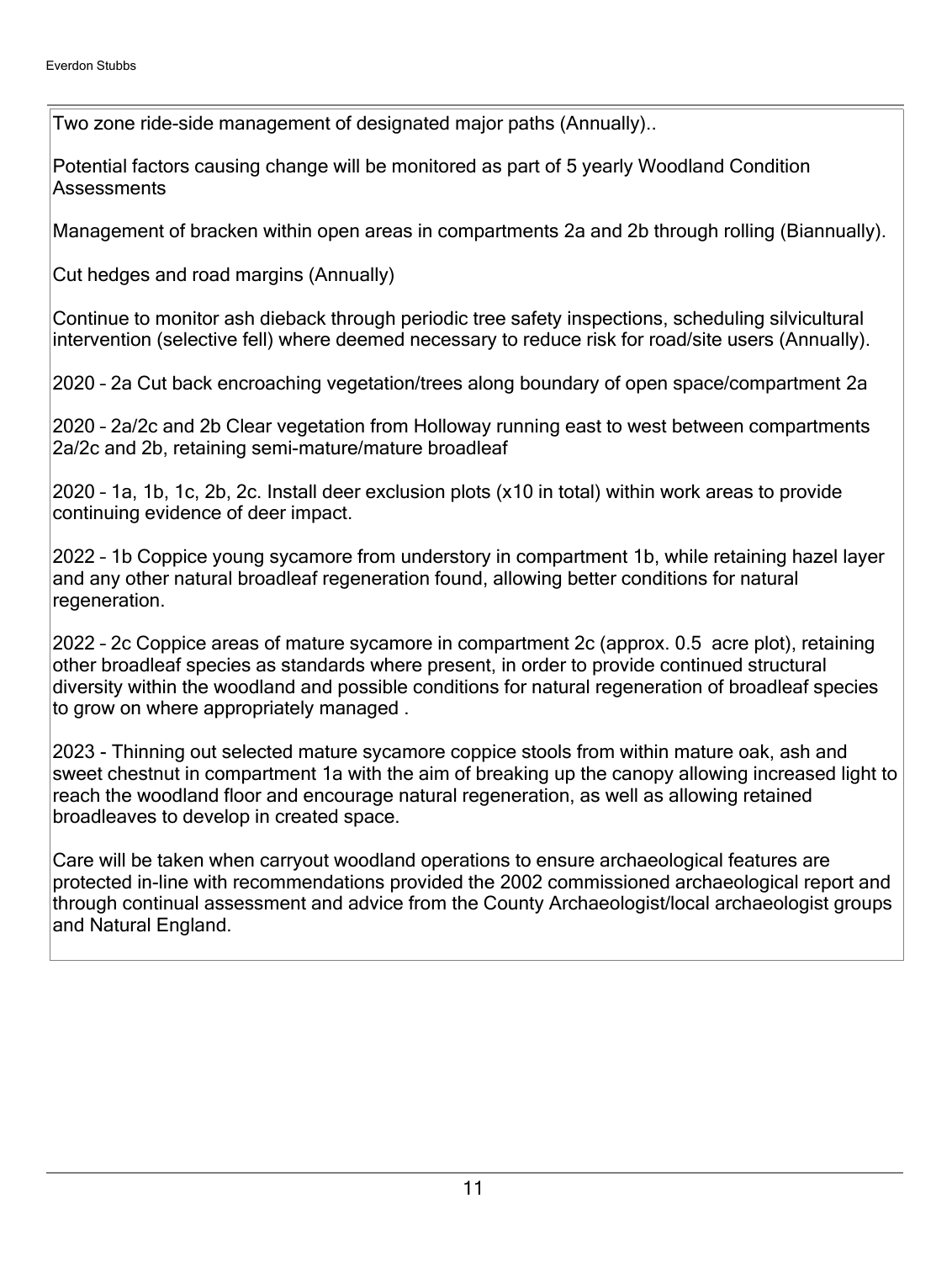Two zone ride-side management of designated major paths (Annually)..

Potential factors causing change will be monitored as part of 5 yearly Woodland Condition Assessments

Management of bracken within open areas in compartments 2a and 2b through rolling (Biannually).

Cut hedges and road margins (Annually)

Continue to monitor ash dieback through periodic tree safety inspections, scheduling silvicultural intervention (selective fell) where deemed necessary to reduce risk for road/site users (Annually).

2020 – 2a Cut back encroaching vegetation/trees along boundary of open space/compartment 2a

2020 – 2a/2c and 2b Clear vegetation from Holloway running east to west between compartments 2a/2c and 2b, retaining semi-mature/mature broadleaf

2020 – 1a, 1b, 1c, 2b, 2c. Install deer exclusion plots (x10 in total) within work areas to provide continuing evidence of deer impact.

2022 – 1b Coppice young sycamore from understory in compartment 1b, while retaining hazel layer and any other natural broadleaf regeneration found, allowing better conditions for natural regeneration.

2022 – 2c Coppice areas of mature sycamore in compartment 2c (approx. 0.5 acre plot), retaining other broadleaf species as standards where present, in order to provide continued structural diversity within the woodland and possible conditions for natural regeneration of broadleaf species to grow on where appropriately managed .

2023 - Thinning out selected mature sycamore coppice stools from within mature oak, ash and sweet chestnut in compartment 1a with the aim of breaking up the canopy allowing increased light to reach the woodland floor and encourage natural regeneration, as well as allowing retained broadleaves to develop in created space.

Care will be taken when carryout woodland operations to ensure archaeological features are protected in-line with recommendations provided the 2002 commissioned archaeological report and through continual assessment and advice from the County Archaeologist/local archaeologist groups and Natural England.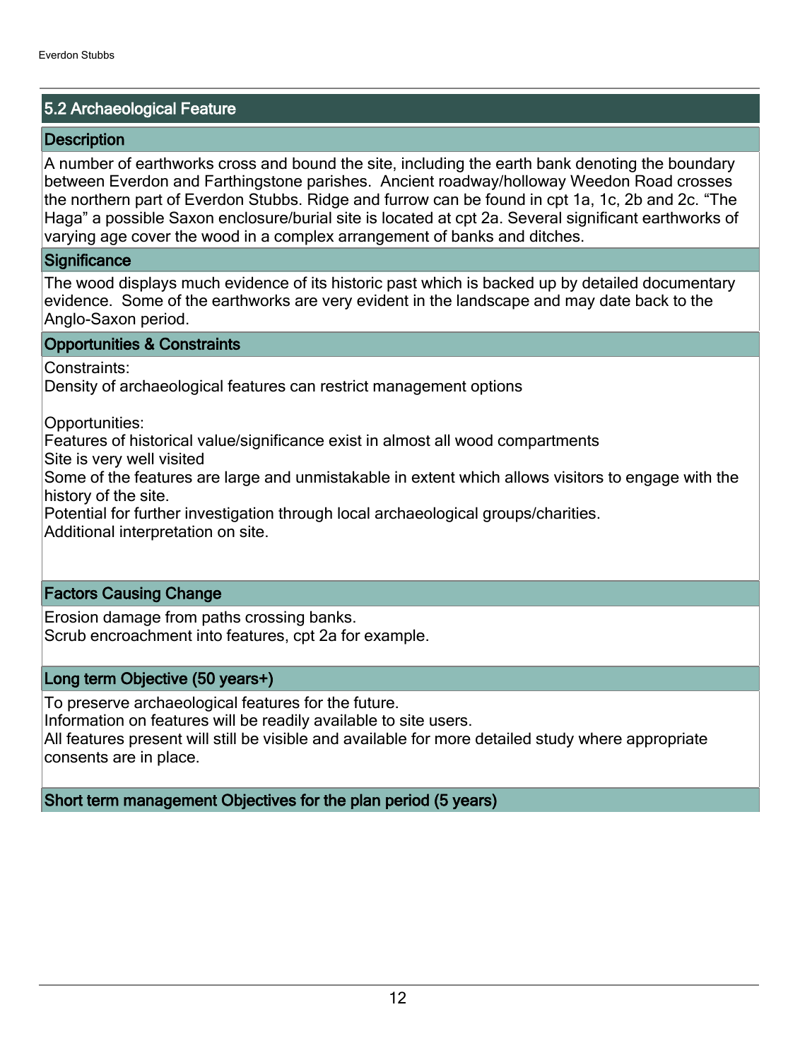## 5.2 Archaeological Feature

### Description

A number of earthworks cross and bound the site, including the earth bank denoting the boundary between Everdon and Farthingstone parishes. Ancient roadway/holloway Weedon Road crosses the northern part of Everdon Stubbs. Ridge and furrow can be found in cpt 1a, 1c, 2b and 2c. “The Haga” a possible Saxon enclosure/burial site is located at cpt 2a. Several significant earthworks of varying age cover the wood in a complex arrangement of banks and ditches.

### Significance

The wood displays much evidence of its historic past which is backed up by detailed documentary evidence. Some of the earthworks are very evident in the landscape and may date back to the Anglo-Saxon period.

### Opportunities & Constraints

Constraints:
Density of archaeological features can restrict management options

Opportunities:
Features of historical value/significance exist in almost all wood compartments
Site is very well visited
Some of the features are large and unmistakable in extent which allows visitors to engage with the history of the site.
Potential for further investigation through local archaeological groups/charities.
Additional interpretation on site.

### Factors Causing Change

Erosion damage from paths crossing banks.
Scrub encroachment into features, cpt 2a for example.

### Long term Objective (50 years+)

To preserve archaeological features for the future.
Information on features will be readily available to site users.
All features present will still be visible and available for more detailed study where appropriate consents are in place.

### Short term management Objectives for the plan period (5 years)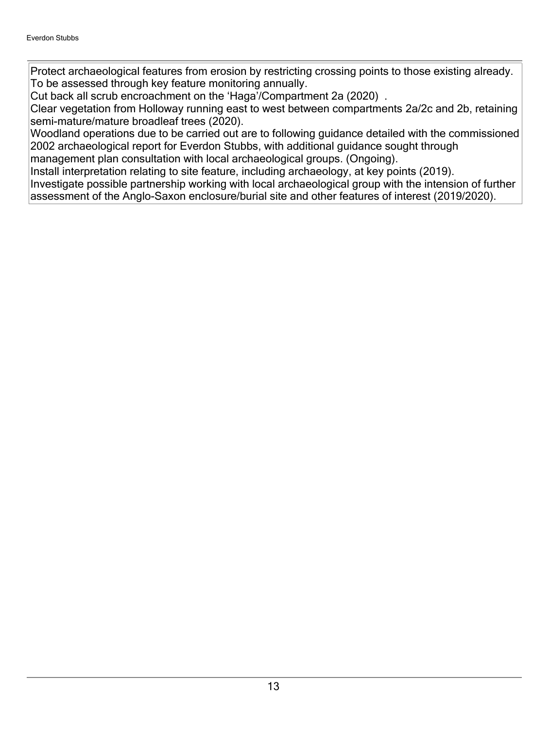Protect archaeological features from erosion by restricting crossing points to those existing already. To be assessed through key feature monitoring annually.

Cut back all scrub encroachment on the ‘Haga’/Compartment 2a (2020) .

Clear vegetation from Holloway running east to west between compartments 2a/2c and 2b, retaining semi-mature/mature broadleaf trees (2020).

Woodland operations due to be carried out are to following guidance detailed with the commissioned 2002 archaeological report for Everdon Stubbs, with additional guidance sought through management plan consultation with local archaeological groups. (Ongoing).

Install interpretation relating to site feature, including archaeology, at key points (2019).

Investigate possible partnership working with local archaeological group with the intension of further assessment of the Anglo-Saxon enclosure/burial site and other features of interest (2019/2020).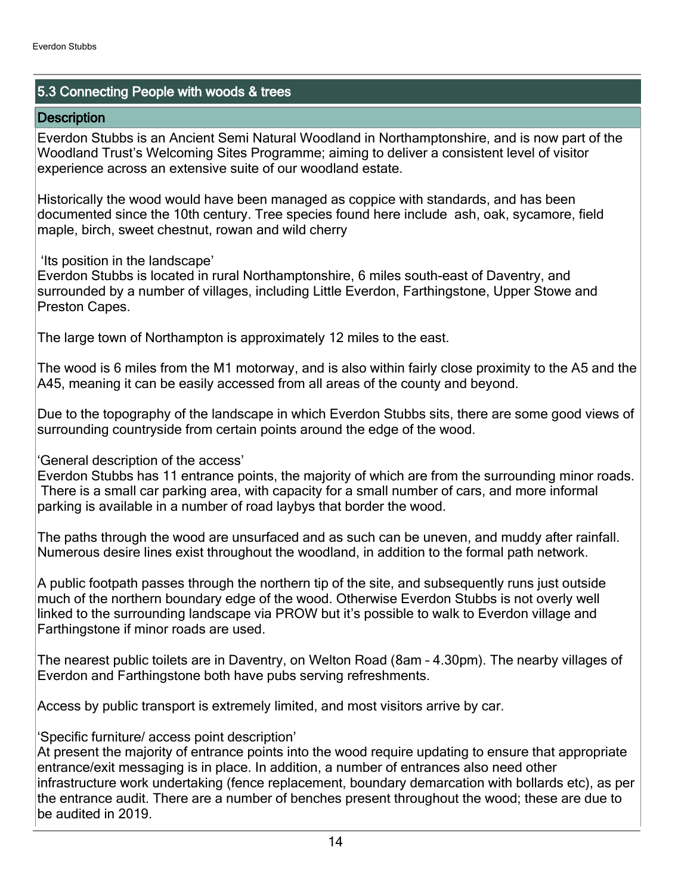## 5.3 Connecting People with woods & trees

### Description

Everdon Stubbs is an Ancient Semi Natural Woodland in Northamptonshire, and is now part of the Woodland Trust's Welcoming Sites Programme; aiming to deliver a consistent level of visitor experience across an extensive suite of our woodland estate.

Historically the wood would have been managed as coppice with standards, and has been documented since the 10th century. Tree species found here include ash, oak, sycamore, field maple, birch, sweet chestnut, rowan and wild cherry

'Its position in the landscape'
Everdon Stubbs is located in rural Northamptonshire, 6 miles south-east of Daventry, and surrounded by a number of villages, including Little Everdon, Farthingstone, Upper Stowe and Preston Capes.

The large town of Northampton is approximately 12 miles to the east.

The wood is 6 miles from the M1 motorway, and is also within fairly close proximity to the A5 and the A45, meaning it can be easily accessed from all areas of the county and beyond.

Due to the topography of the landscape in which Everdon Stubbs sits, there are some good views of surrounding countryside from certain points around the edge of the wood.

'General description of the access'
Everdon Stubbs has 11 entrance points, the majority of which are from the surrounding minor roads. There is a small car parking area, with capacity for a small number of cars, and more informal parking is available in a number of road laybys that border the wood.

The paths through the wood are unsurfaced and as such can be uneven, and muddy after rainfall. Numerous desire lines exist throughout the woodland, in addition to the formal path network.

A public footpath passes through the northern tip of the site, and subsequently runs just outside much of the northern boundary edge of the wood. Otherwise Everdon Stubbs is not overly well linked to the surrounding landscape via PROW but it's possible to walk to Everdon village and Farthingstone if minor roads are used.

The nearest public toilets are in Daventry, on Welton Road (8am – 4.30pm). The nearby villages of Everdon and Farthingstone both have pubs serving refreshments.

Access by public transport is extremely limited, and most visitors arrive by car.

'Specific furniture/ access point description'
At present the majority of entrance points into the wood require updating to ensure that appropriate entrance/exit messaging is in place. In addition, a number of entrances also need other infrastructure work undertaking (fence replacement, boundary demarcation with bollards etc), as per the entrance audit. There are a number of benches present throughout the wood; these are due to be audited in 2019.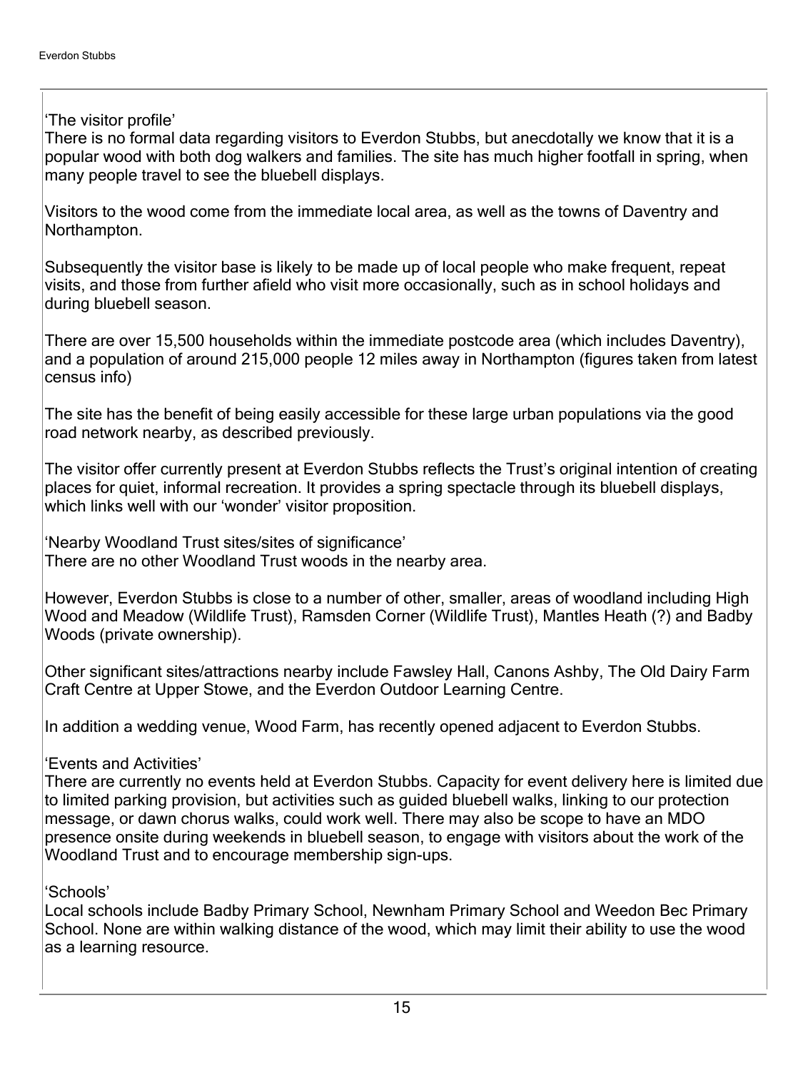‘The visitor profile’

There is no formal data regarding visitors to Everdon Stubbs, but anecdotally we know that it is a popular wood with both dog walkers and families. The site has much higher footfall in spring, when many people travel to see the bluebell displays.

Visitors to the wood come from the immediate local area, as well as the towns of Daventry and Northampton.

Subsequently the visitor base is likely to be made up of local people who make frequent, repeat visits, and those from further afield who visit more occasionally, such as in school holidays and during bluebell season.

There are over 15,500 households within the immediate postcode area (which includes Daventry), and a population of around 215,000 people 12 miles away in Northampton (figures taken from latest census info)

The site has the benefit of being easily accessible for these large urban populations via the good road network nearby, as described previously.

The visitor offer currently present at Everdon Stubbs reflects the Trust’s original intention of creating places for quiet, informal recreation. It provides a spring spectacle through its bluebell displays, which links well with our ‘wonder’ visitor proposition.

‘Nearby Woodland Trust sites/sites of significance’

There are no other Woodland Trust woods in the nearby area.

However, Everdon Stubbs is close to a number of other, smaller, areas of woodland including High Wood and Meadow (Wildlife Trust), Ramsden Corner (Wildlife Trust), Mantles Heath (?) and Badby Woods (private ownership).

Other significant sites/attractions nearby include Fawsley Hall, Canons Ashby, The Old Dairy Farm Craft Centre at Upper Stowe, and the Everdon Outdoor Learning Centre.

In addition a wedding venue, Wood Farm, has recently opened adjacent to Everdon Stubbs.

‘Events and Activities’

There are currently no events held at Everdon Stubbs. Capacity for event delivery here is limited due to limited parking provision, but activities such as guided bluebell walks, linking to our protection message, or dawn chorus walks, could work well. There may also be scope to have an MDO presence onsite during weekends in bluebell season, to engage with visitors about the work of the Woodland Trust and to encourage membership sign-ups.

‘Schools’

Local schools include Badby Primary School, Newnham Primary School and Weedon Bec Primary School. None are within walking distance of the wood, which may limit their ability to use the wood as a learning resource.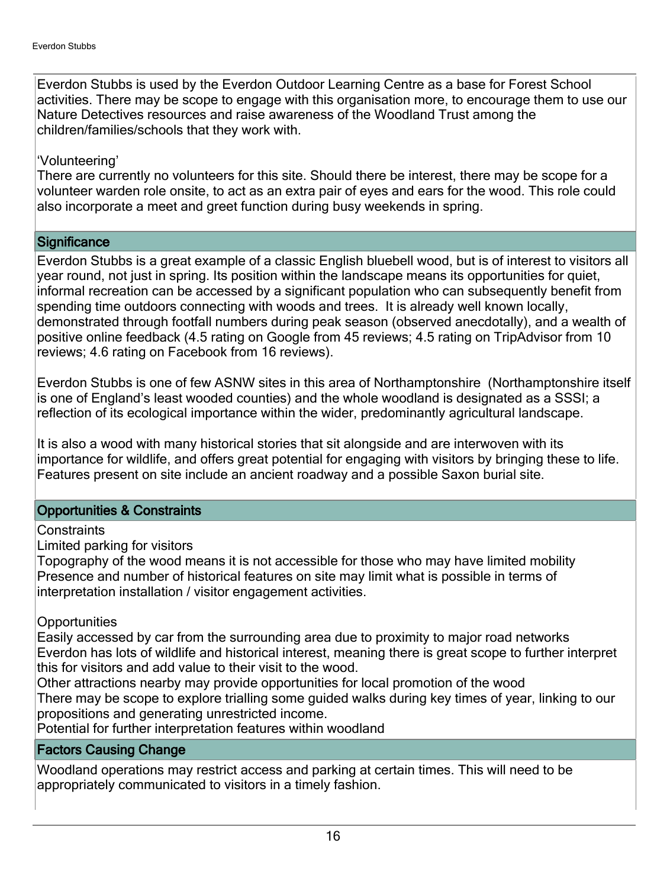Everdon Stubbs is used by the Everdon Outdoor Learning Centre as a base for Forest School activities. There may be scope to engage with this organisation more, to encourage them to use our Nature Detectives resources and raise awareness of the Woodland Trust among the children/families/schools that they work with.

'Volunteering'
There are currently no volunteers for this site. Should there be interest, there may be scope for a volunteer warden role onsite, to act as an extra pair of eyes and ears for the wood. This role could also incorporate a meet and greet function during busy weekends in spring.

## Significance

Everdon Stubbs is a great example of a classic English bluebell wood, but is of interest to visitors all year round, not just in spring. Its position within the landscape means its opportunities for quiet, informal recreation can be accessed by a significant population who can subsequently benefit from spending time outdoors connecting with woods and trees. It is already well known locally, demonstrated through footfall numbers during peak season (observed anecdotally), and a wealth of positive online feedback (4.5 rating on Google from 45 reviews; 4.5 rating on TripAdvisor from 10 reviews; 4.6 rating on Facebook from 16 reviews).

Everdon Stubbs is one of few ASNW sites in this area of Northamptonshire (Northamptonshire itself is one of England's least wooded counties) and the whole woodland is designated as a SSSI; a reflection of its ecological importance within the wider, predominantly agricultural landscape.

It is also a wood with many historical stories that sit alongside and are interwoven with its importance for wildlife, and offers great potential for engaging with visitors by bringing these to life. Features present on site include an ancient roadway and a possible Saxon burial site.

## Opportunities & Constraints

Constraints
Limited parking for visitors
Topography of the wood means it is not accessible for those who may have limited mobility
Presence and number of historical features on site may limit what is possible in terms of interpretation installation / visitor engagement activities.

Opportunities
Easily accessed by car from the surrounding area due to proximity to major road networks
Everdon has lots of wildlife and historical interest, meaning there is great scope to further interpret this for visitors and add value to their visit to the wood.
Other attractions nearby may provide opportunities for local promotion of the wood
There may be scope to explore trialling some guided walks during key times of year, linking to our propositions and generating unrestricted income.
Potential for further interpretation features within woodland

## Factors Causing Change

Woodland operations may restrict access and parking at certain times. This will need to be appropriately communicated to visitors in a timely fashion.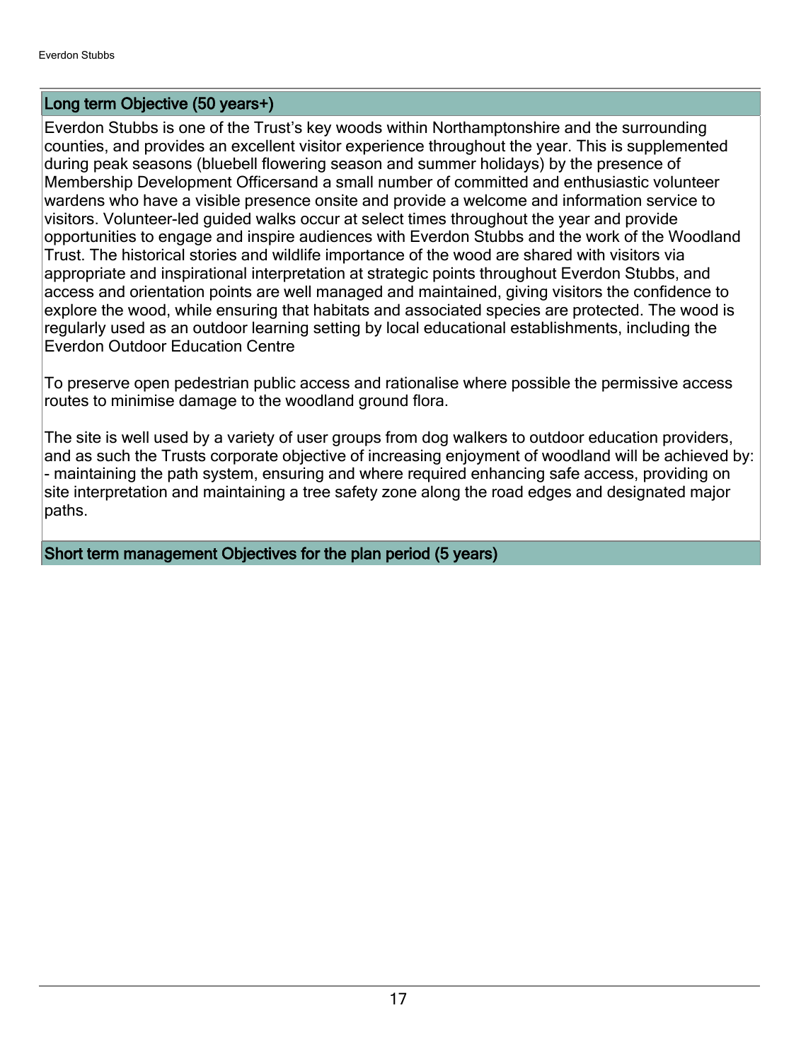## Long term Objective (50 years+)

Everdon Stubbs is one of the Trust's key woods within Northamptonshire and the surrounding counties, and provides an excellent visitor experience throughout the year. This is supplemented during peak seasons (bluebell flowering season and summer holidays) by the presence of Membership Development Officersand a small number of committed and enthusiastic volunteer wardens who have a visible presence onsite and provide a welcome and information service to visitors. Volunteer-led guided walks occur at select times throughout the year and provide opportunities to engage and inspire audiences with Everdon Stubbs and the work of the Woodland Trust. The historical stories and wildlife importance of the wood are shared with visitors via appropriate and inspirational interpretation at strategic points throughout Everdon Stubbs, and access and orientation points are well managed and maintained, giving visitors the confidence to explore the wood, while ensuring that habitats and associated species are protected. The wood is regularly used as an outdoor learning setting by local educational establishments, including the Everdon Outdoor Education Centre

To preserve open pedestrian public access and rationalise where possible the permissive access routes to minimise damage to the woodland ground flora.

The site is well used by a variety of user groups from dog walkers to outdoor education providers, and as such the Trusts corporate objective of increasing enjoyment of woodland will be achieved by:
- maintaining the path system, ensuring and where required enhancing safe access, providing on site interpretation and maintaining a tree safety zone along the road edges and designated major paths.

## Short term management Objectives for the plan period (5 years)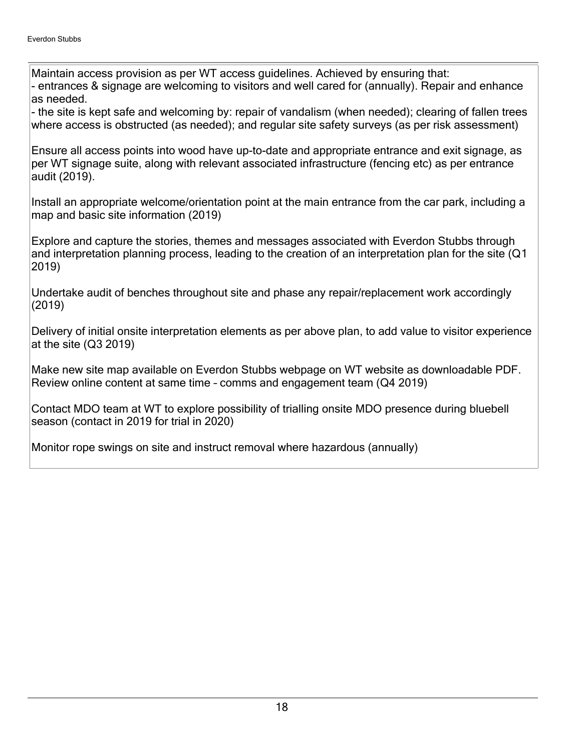Maintain access provision as per WT access guidelines. Achieved by ensuring that:
- entrances & signage are welcoming to visitors and well cared for (annually). Repair and enhance as needed.
- the site is kept safe and welcoming by: repair of vandalism (when needed); clearing of fallen trees where access is obstructed (as needed); and regular site safety surveys (as per risk assessment)

Ensure all access points into wood have up-to-date and appropriate entrance and exit signage, as per WT signage suite, along with relevant associated infrastructure (fencing etc) as per entrance audit (2019).

Install an appropriate welcome/orientation point at the main entrance from the car park, including a map and basic site information (2019)

Explore and capture the stories, themes and messages associated with Everdon Stubbs through and interpretation planning process, leading to the creation of an interpretation plan for the site (Q1 2019)

Undertake audit of benches throughout site and phase any repair/replacement work accordingly (2019)

Delivery of initial onsite interpretation elements as per above plan, to add value to visitor experience at the site (Q3 2019)

Make new site map available on Everdon Stubbs webpage on WT website as downloadable PDF. Review online content at same time – comms and engagement team (Q4 2019)

Contact MDO team at WT to explore possibility of trialling onsite MDO presence during bluebell season (contact in 2019 for trial in 2020)

Monitor rope swings on site and instruct removal where hazardous (annually)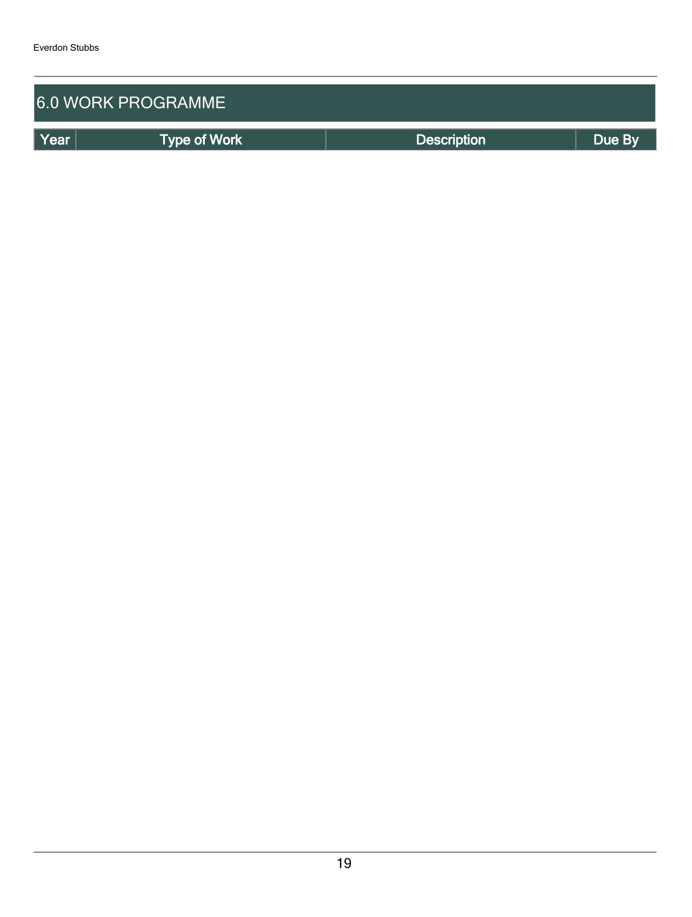# 6.0 WORK PROGRAMME

| Year | Type of Work | Description | Due By |
|---|---|---|---|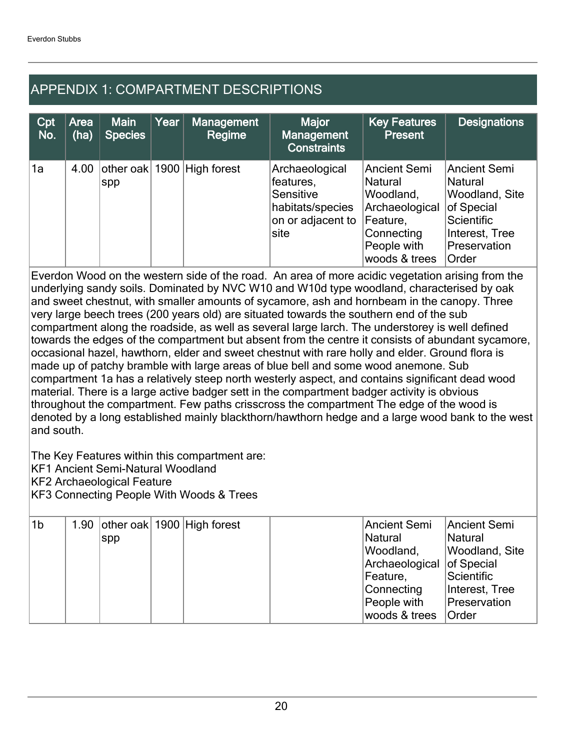## APPENDIX 1: COMPARTMENT DESCRIPTIONS

| Cpt No. | Area (ha) | Main Species | Year | Management Regime | Major Management Constraints | Key Features Present | Designations |
|---|---|---|---|---|---|---|---|
| 1a | 4.00 | other oak spp | 1900 | High forest | Archaeological features, Sensitive habitats/species on or adjacent to site | Ancient Semi Natural Woodland, Archaeological Feature, Connecting People with woods & trees | Ancient Semi Natural Woodland, Site of Special Scientific Interest, Tree Preservation Order |

Everdon Wood on the western side of the road. An area of more acidic vegetation arising from the underlying sandy soils. Dominated by NVC W10 and W10d type woodland, characterised by oak and sweet chestnut, with smaller amounts of sycamore, ash and hornbeam in the canopy. Three very large beech trees (200 years old) are situated towards the southern end of the sub compartment along the roadside, as well as several large larch. The understorey is well defined towards the edges of the compartment but absent from the centre it consists of abundant sycamore, occasional hazel, hawthorn, elder and sweet chestnut with rare holly and elder. Ground flora is made up of patchy bramble with large areas of blue bell and some wood anemone. Sub compartment 1a has a relatively steep north westerly aspect, and contains significant dead wood material. There is a large active badger sett in the compartment badger activity is obvious throughout the compartment. Few paths crisscross the compartment The edge of the wood is denoted by a long established mainly blackthorn/hawthorn hedge and a large wood bank to the west and south.

The Key Features within this compartment are:
KF1 Ancient Semi-Natural Woodland
KF2 Archaeological Feature
KF3 Connecting People With Woods & Trees

| Cpt No. | Area (ha) | Main Species | Year | Management Regime | Major Management Constraints | Key Features Present | Designations |
|---|---|---|---|---|---|---|---|
| 1b | 1.90 | other oak spp | 1900 | High forest | | Ancient Semi Natural Woodland, Archaeological Feature, Connecting People with woods & trees | Ancient Semi Natural Woodland, Site of Special Scientific Interest, Tree Preservation Order |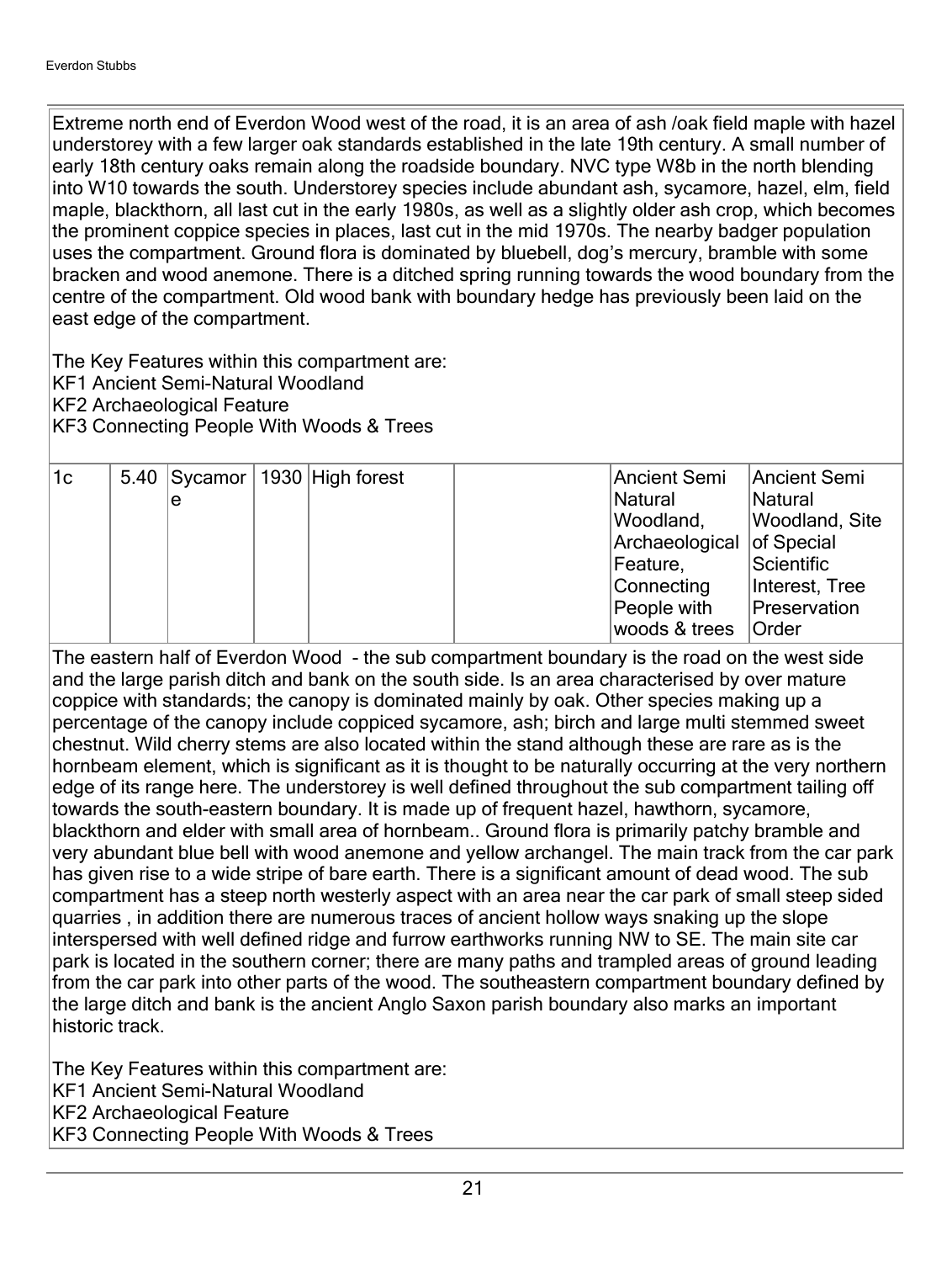Extreme north end of Everdon Wood west of the road, it is an area of ash /oak field maple with hazel understorey with a few larger oak standards established in the late 19th century. A small number of early 18th century oaks remain along the roadside boundary. NVC type W8b in the north blending into W10 towards the south. Understorey species include abundant ash, sycamore, hazel, elm, field maple, blackthorn, all last cut in the early 1980s, as well as a slightly older ash crop, which becomes the prominent coppice species in places, last cut in the mid 1970s. The nearby badger population uses the compartment. Ground flora is dominated by bluebell, dog's mercury, bramble with some bracken and wood anemone. There is a ditched spring running towards the wood boundary from the centre of the compartment. Old wood bank with boundary hedge has previously been laid on the east edge of the compartment.

The Key Features within this compartment are:
KF1 Ancient Semi-Natural Woodland
KF2 Archaeological Feature
KF3 Connecting People With Woods & Trees

| | | | | | | | | |
|---|---|---|---|---|---|---|---|---|
| 1c | 5.40 | Sycamore | 1930 | High forest | | | Ancient Semi Natural Woodland, Archaeological Feature, Connecting People with woods & trees | Ancient Semi Natural Woodland, Site of Special Scientific Interest, Tree Preservation Order |

The eastern half of Everdon Wood - the sub compartment boundary is the road on the west side and the large parish ditch and bank on the south side. Is an area characterised by over mature coppice with standards; the canopy is dominated mainly by oak. Other species making up a percentage of the canopy include coppiced sycamore, ash; birch and large multi stemmed sweet chestnut. Wild cherry stems are also located within the stand although these are rare as is the hornbeam element, which is significant as it is thought to be naturally occurring at the very northern edge of its range here. The understorey is well defined throughout the sub compartment tailing off towards the south-eastern boundary. It is made up of frequent hazel, hawthorn, sycamore, blackthorn and elder with small area of hornbeam.. Ground flora is primarily patchy bramble and very abundant blue bell with wood anemone and yellow archangel. The main track from the car park has given rise to a wide stripe of bare earth. There is a significant amount of dead wood. The sub compartment has a steep north westerly aspect with an area near the car park of small steep sided quarries , in addition there are numerous traces of ancient hollow ways snaking up the slope interspersed with well defined ridge and furrow earthworks running NW to SE. The main site car park is located in the southern corner; there are many paths and trampled areas of ground leading from the car park into other parts of the wood. The southeastern compartment boundary defined by the large ditch and bank is the ancient Anglo Saxon parish boundary also marks an important historic track.

The Key Features within this compartment are:
KF1 Ancient Semi-Natural Woodland
KF2 Archaeological Feature
KF3 Connecting People With Woods & Trees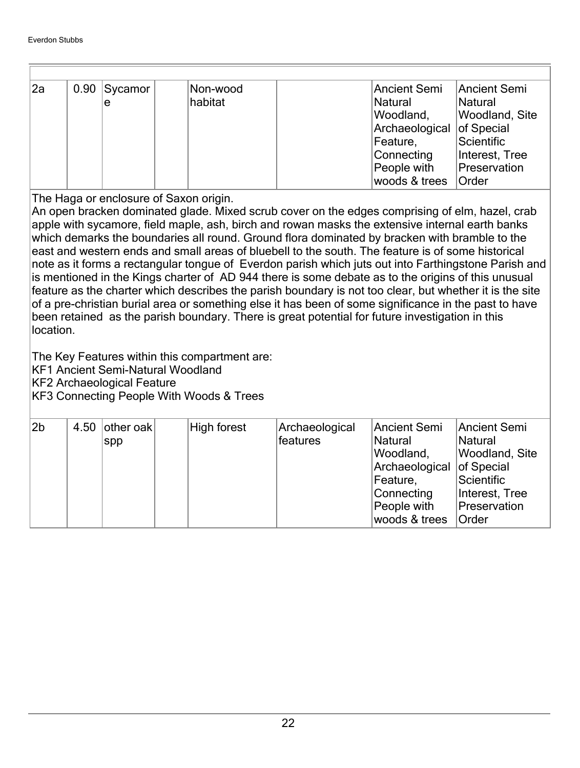| | | | | | | | |
|---|---|---|---|---|---|---|---|
| 2a | 0.90 | Sycamore | | Non-wood habitat | | Ancient Semi Natural Woodland, Archaeological Feature, Connecting People with woods & trees | Ancient Semi Natural Woodland, Site of Special Scientific Interest, Tree Preservation Order |

The Haga or enclosure of Saxon origin.
An open bracken dominated glade. Mixed scrub cover on the edges comprising of elm, hazel, crab apple with sycamore, field maple, ash, birch and rowan masks the extensive internal earth banks which demarks the boundaries all round. Ground flora dominated by bracken with bramble to the east and western ends and small areas of bluebell to the south. The feature is of some historical note as it forms a rectangular tongue of Everdon parish which juts out into Farthingstone Parish and is mentioned in the Kings charter of AD 944 there is some debate as to the origins of this unusual feature as the charter which describes the parish boundary is not too clear, but whether it is the site of a pre-christian burial area or something else it has been of some significance in the past to have been retained as the parish boundary. There is great potential for future investigation in this location.

The Key Features within this compartment are:
KF1 Ancient Semi-Natural Woodland
KF2 Archaeological Feature
KF3 Connecting People With Woods & Trees

| | | | | | | | |
|---|---|---|---|---|---|---|---|
| 2b | 4.50 | other oak spp | | High forest | Archaeological features | Ancient Semi Natural Woodland, Archaeological Feature, Connecting People with woods & trees | Ancient Semi Natural Woodland, Site of Special Scientific Interest, Tree Preservation Order |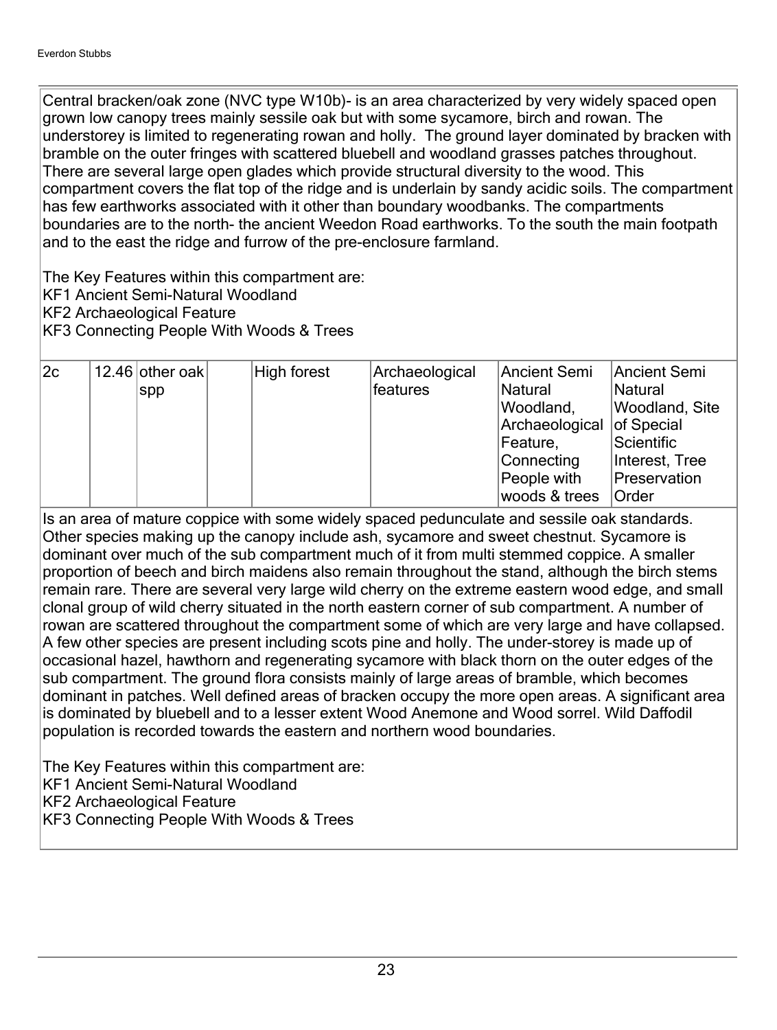Central bracken/oak zone (NVC type W10b)- is an area characterized by very widely spaced open grown low canopy trees mainly sessile oak but with some sycamore, birch and rowan. The understorey is limited to regenerating rowan and holly. The ground layer dominated by bracken with bramble on the outer fringes with scattered bluebell and woodland grasses patches throughout. There are several large open glades which provide structural diversity to the wood. This compartment covers the flat top of the ridge and is underlain by sandy acidic soils. The compartment has few earthworks associated with it other than boundary woodbanks. The compartments boundaries are to the north- the ancient Weedon Road earthworks. To the south the main footpath and to the east the ridge and furrow of the pre-enclosure farmland.

The Key Features within this compartment are:
KF1 Ancient Semi-Natural Woodland
KF2 Archaeological Feature
KF3 Connecting People With Woods & Trees

| | | | | | | | |
|---|---|---|---|---|---|---|---|
| 2c | 12.46 | other oak spp | | High forest | Archaeological features | Ancient Semi Natural Woodland, Archaeological Feature, Connecting People with woods & trees | Ancient Semi Natural Woodland, Site of Special Scientific Interest, Tree Preservation Order |

Is an area of mature coppice with some widely spaced pedunculate and sessile oak standards. Other species making up the canopy include ash, sycamore and sweet chestnut. Sycamore is dominant over much of the sub compartment much of it from multi stemmed coppice. A smaller proportion of beech and birch maidens also remain throughout the stand, although the birch stems remain rare. There are several very large wild cherry on the extreme eastern wood edge, and small clonal group of wild cherry situated in the north eastern corner of sub compartment. A number of rowan are scattered throughout the compartment some of which are very large and have collapsed. A few other species are present including scots pine and holly. The under-storey is made up of occasional hazel, hawthorn and regenerating sycamore with black thorn on the outer edges of the sub compartment. The ground flora consists mainly of large areas of bramble, which becomes dominant in patches. Well defined areas of bracken occupy the more open areas. A significant area is dominated by bluebell and to a lesser extent Wood Anemone and Wood sorrel. Wild Daffodil population is recorded towards the eastern and northern wood boundaries.

The Key Features within this compartment are:
KF1 Ancient Semi-Natural Woodland
KF2 Archaeological Feature
KF3 Connecting People With Woods & Trees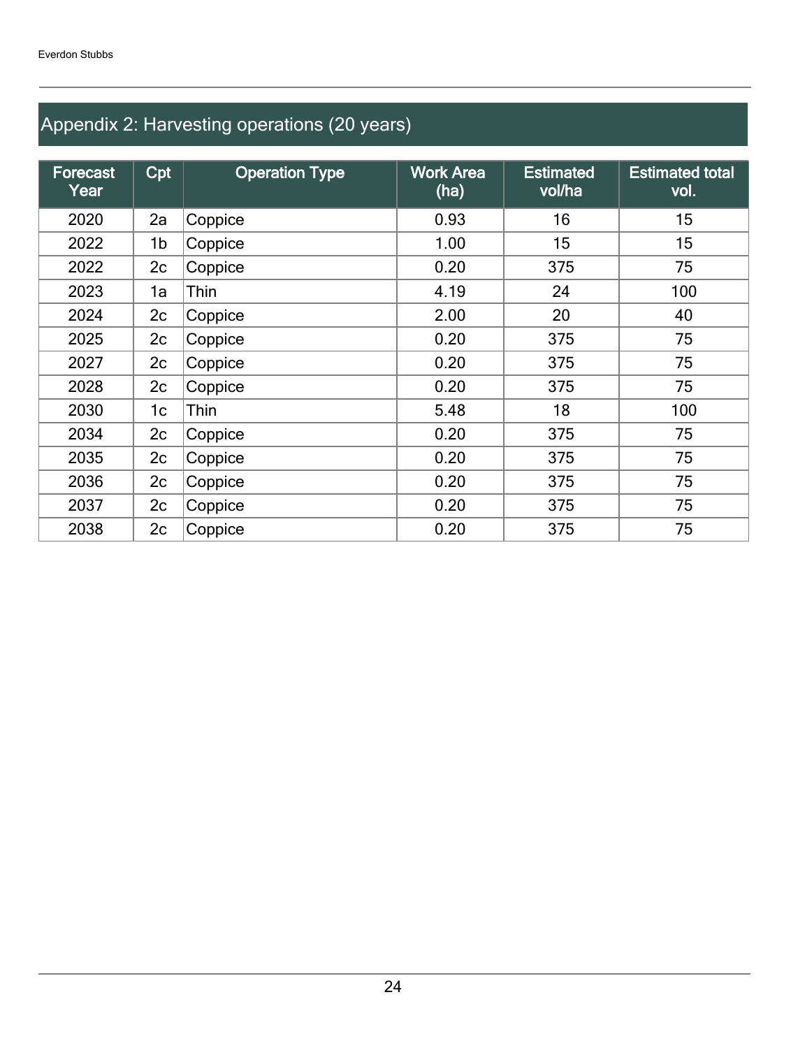## Appendix 2: Harvesting operations (20 years)

| Forecast Year | Cpt | Operation Type | Work Area (ha) | Estimated vol/ha | Estimated total vol. |
|---|---|---|---|---|---|
| 2020 | 2a | Coppice | 0.93 | 16 | 15 |
| 2022 | 1b | Coppice | 1.00 | 15 | 15 |
| 2022 | 2c | Coppice | 0.20 | 375 | 75 |
| 2023 | 1a | Thin | 4.19 | 24 | 100 |
| 2024 | 2c | Coppice | 2.00 | 20 | 40 |
| 2025 | 2c | Coppice | 0.20 | 375 | 75 |
| 2027 | 2c | Coppice | 0.20 | 375 | 75 |
| 2028 | 2c | Coppice | 0.20 | 375 | 75 |
| 2030 | 1c | Thin | 5.48 | 18 | 100 |
| 2034 | 2c | Coppice | 0.20 | 375 | 75 |
| 2035 | 2c | Coppice | 0.20 | 375 | 75 |
| 2036 | 2c | Coppice | 0.20 | 375 | 75 |
| 2037 | 2c | Coppice | 0.20 | 375 | 75 |
| 2038 | 2c | Coppice | 0.20 | 375 | 75 |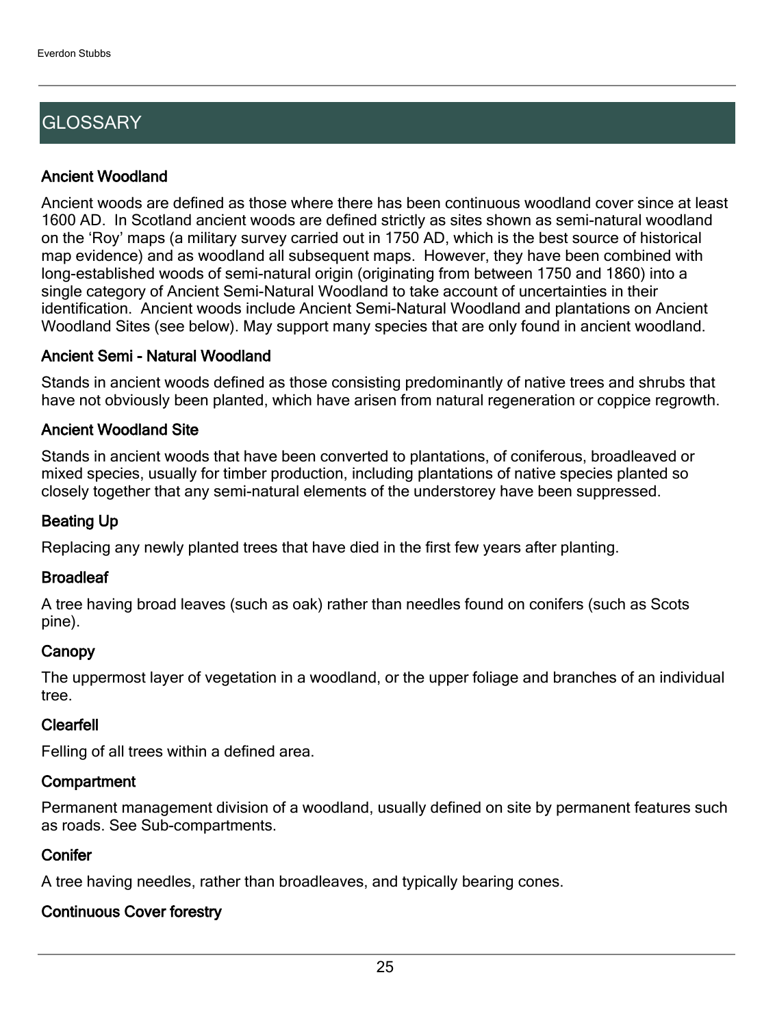# GLOSSARY

### Ancient Woodland

Ancient woods are defined as those where there has been continuous woodland cover since at least 1600 AD. In Scotland ancient woods are defined strictly as sites shown as semi-natural woodland on the 'Roy' maps (a military survey carried out in 1750 AD, which is the best source of historical map evidence) and as woodland all subsequent maps. However, they have been combined with long-established woods of semi-natural origin (originating from between 1750 and 1860) into a single category of Ancient Semi-Natural Woodland to take account of uncertainties in their identification. Ancient woods include Ancient Semi-Natural Woodland and plantations on Ancient Woodland Sites (see below). May support many species that are only found in ancient woodland.

### Ancient Semi - Natural Woodland

Stands in ancient woods defined as those consisting predominantly of native trees and shrubs that have not obviously been planted, which have arisen from natural regeneration or coppice regrowth.

### Ancient Woodland Site

Stands in ancient woods that have been converted to plantations, of coniferous, broadleaved or mixed species, usually for timber production, including plantations of native species planted so closely together that any semi-natural elements of the understorey have been suppressed.

### Beating Up

Replacing any newly planted trees that have died in the first few years after planting.

### Broadleaf

A tree having broad leaves (such as oak) rather than needles found on conifers (such as Scots pine).

### Canopy

The uppermost layer of vegetation in a woodland, or the upper foliage and branches of an individual tree.

### Clearfell

Felling of all trees within a defined area.

### Compartment

Permanent management division of a woodland, usually defined on site by permanent features such as roads. See Sub-compartments.

### Conifer

A tree having needles, rather than broadleaves, and typically bearing cones.

### Continuous Cover forestry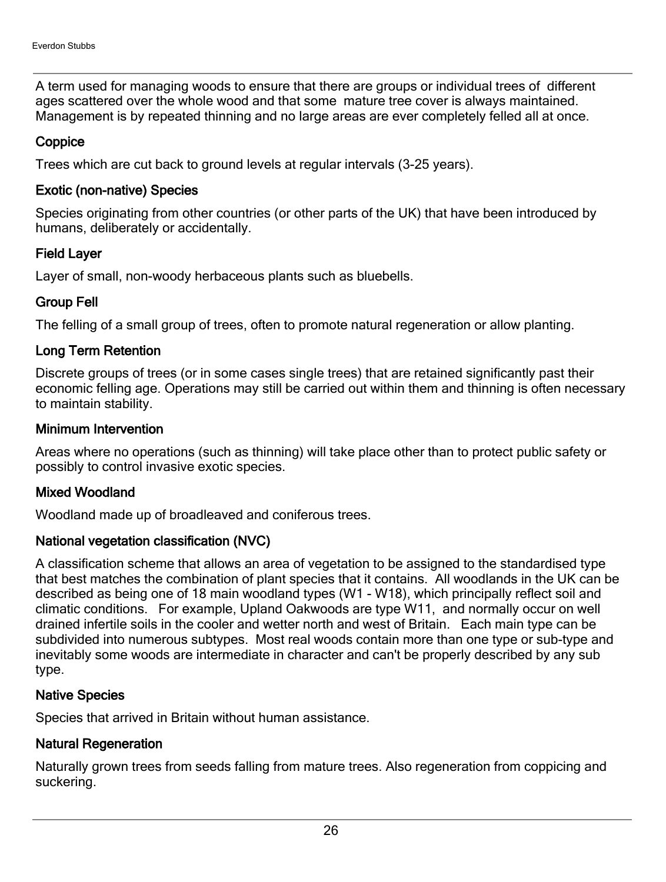A term used for managing woods to ensure that there are groups or individual trees of different ages scattered over the whole wood and that some mature tree cover is always maintained. Management is by repeated thinning and no large areas are ever completely felled all at once.

### Coppice

Trees which are cut back to ground levels at regular intervals (3-25 years).

### Exotic (non-native) Species

Species originating from other countries (or other parts of the UK) that have been introduced by humans, deliberately or accidentally.

### Field Layer

Layer of small, non-woody herbaceous plants such as bluebells.

### Group Fell

The felling of a small group of trees, often to promote natural regeneration or allow planting.

### Long Term Retention

Discrete groups of trees (or in some cases single trees) that are retained significantly past their economic felling age. Operations may still be carried out within them and thinning is often necessary to maintain stability.

### Minimum Intervention

Areas where no operations (such as thinning) will take place other than to protect public safety or possibly to control invasive exotic species.

### Mixed Woodland

Woodland made up of broadleaved and coniferous trees.

### National vegetation classification (NVC)

A classification scheme that allows an area of vegetation to be assigned to the standardised type that best matches the combination of plant species that it contains. All woodlands in the UK can be described as being one of 18 main woodland types (W1 - W18), which principally reflect soil and climatic conditions. For example, Upland Oakwoods are type W11, and normally occur on well drained infertile soils in the cooler and wetter north and west of Britain. Each main type can be subdivided into numerous subtypes. Most real woods contain more than one type or sub-type and inevitably some woods are intermediate in character and can't be properly described by any sub type.

### Native Species

Species that arrived in Britain without human assistance.

### Natural Regeneration

Naturally grown trees from seeds falling from mature trees. Also regeneration from coppicing and suckering.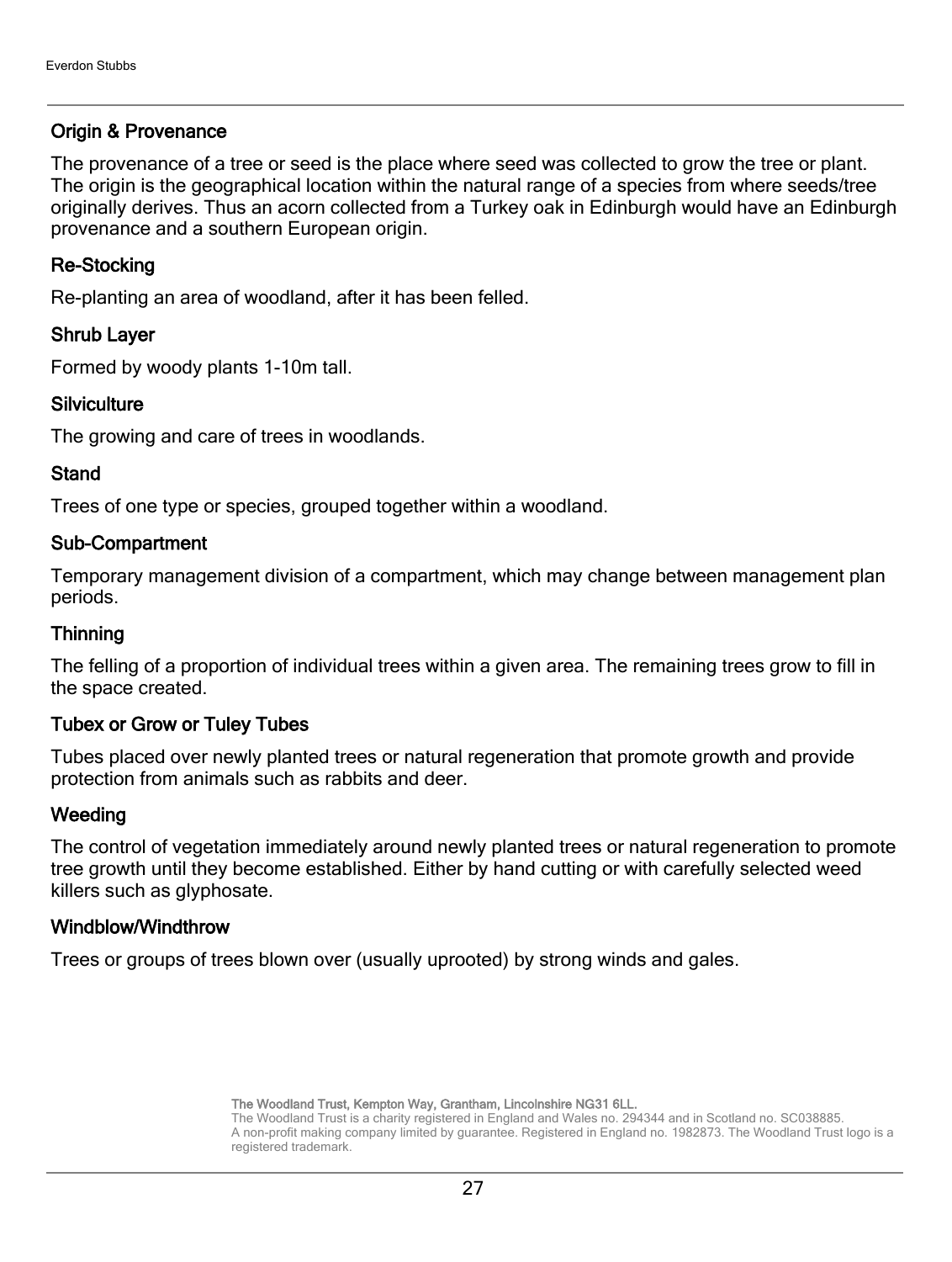### Origin & Provenance

The provenance of a tree or seed is the place where seed was collected to grow the tree or plant. The origin is the geographical location within the natural range of a species from where seeds/tree originally derives. Thus an acorn collected from a Turkey oak in Edinburgh would have an Edinburgh provenance and a southern European origin.

### Re-Stocking

Re-planting an area of woodland, after it has been felled.

### Shrub Layer

Formed by woody plants 1-10m tall.

### Silviculture

The growing and care of trees in woodlands.

### Stand

Trees of one type or species, grouped together within a woodland.

### Sub-Compartment

Temporary management division of a compartment, which may change between management plan periods.

### Thinning

The felling of a proportion of individual trees within a given area. The remaining trees grow to fill in the space created.

### Tubex or Grow or Tuley Tubes

Tubes placed over newly planted trees or natural regeneration that promote growth and provide protection from animals such as rabbits and deer.

### Weeding

The control of vegetation immediately around newly planted trees or natural regeneration to promote tree growth until they become established. Either by hand cutting or with carefully selected weed killers such as glyphosate.

### Windblow/Windthrow

Trees or groups of trees blown over (usually uprooted) by strong winds and gales.